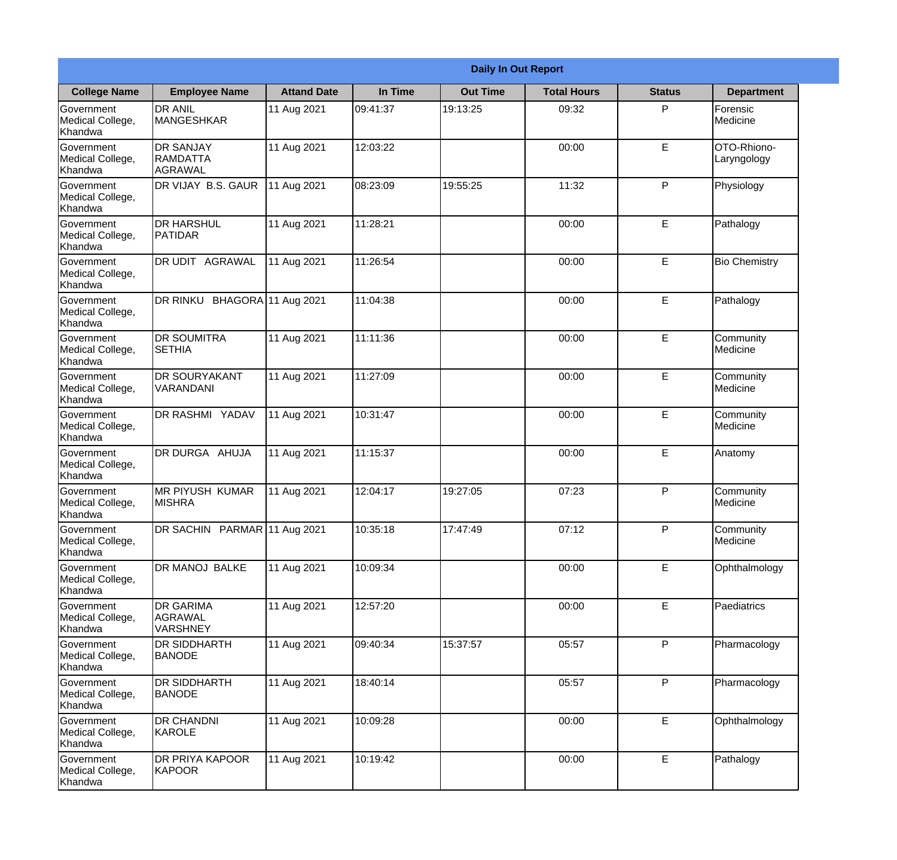| Daily In Out Report | | | | | | | |
|---|---|---|---|---|---|---|---|
| **College Name** | **Employee Name** | **Attand Date** | **In Time** | **Out Time** | **Total Hours** | **Status** | **Department** |
| Government Medical College, Khandwa | DR ANIL MANGESHKAR | 11 Aug 2021 | 09:41:37 | 19:13:25 | 09:32 | P | Forensic Medicine |
| Government Medical College, Khandwa | DR SANJAY RAMDATTA AGRAWAL | 11 Aug 2021 | 12:03:22 | | 00:00 | E | OTO-Rhiono-Laryngology |
| Government Medical College, Khandwa | DR VIJAY B.S. GAUR | 11 Aug 2021 | 08:23:09 | 19:55:25 | 11:32 | P | Physiology |
| Government Medical College, Khandwa | DR HARSHUL PATIDAR | 11 Aug 2021 | 11:28:21 | | 00:00 | E | Pathalogy |
| Government Medical College, Khandwa | DR UDIT AGRAWAL | 11 Aug 2021 | 11:26:54 | | 00:00 | E | Bio Chemistry |
| Government Medical College, Khandwa | DR RINKU BHAGORA | 11 Aug 2021 | 11:04:38 | | 00:00 | E | Pathalogy |
| Government Medical College, Khandwa | DR SOUMITRA SETHIA | 11 Aug 2021 | 11:11:36 | | 00:00 | E | Community Medicine |
| Government Medical College, Khandwa | DR SOURYAKANT VARANDANI | 11 Aug 2021 | 11:27:09 | | 00:00 | E | Community Medicine |
| Government Medical College, Khandwa | DR RASHMI YADAV | 11 Aug 2021 | 10:31:47 | | 00:00 | E | Community Medicine |
| Government Medical College, Khandwa | DR DURGA AHUJA | 11 Aug 2021 | 11:15:37 | | 00:00 | E | Anatomy |
| Government Medical College, Khandwa | MR PIYUSH KUMAR MISHRA | 11 Aug 2021 | 12:04:17 | 19:27:05 | 07:23 | P | Community Medicine |
| Government Medical College, Khandwa | DR SACHIN PARMAR | 11 Aug 2021 | 10:35:18 | 17:47:49 | 07:12 | P | Community Medicine |
| Government Medical College, Khandwa | DR MANOJ BALKE | 11 Aug 2021 | 10:09:34 | | 00:00 | E | Ophthalmology |
| Government Medical College, Khandwa | DR GARIMA AGRAWAL VARSHNEY | 11 Aug 2021 | 12:57:20 | | 00:00 | E | Paediatrics |
| Government Medical College, Khandwa | DR SIDDHARTH BANODE | 11 Aug 2021 | 09:40:34 | 15:37:57 | 05:57 | P | Pharmacology |
| Government Medical College, Khandwa | DR SIDDHARTH BANODE | 11 Aug 2021 | 18:40:14 | | 05:57 | P | Pharmacology |
| Government Medical College, Khandwa | DR CHANDNI KAROLE | 11 Aug 2021 | 10:09:28 | | 00:00 | E | Ophthalmology |
| Government Medical College, Khandwa | DR PRIYA KAPOOR KAPOOR | 11 Aug 2021 | 10:19:42 | | 00:00 | E | Pathalogy |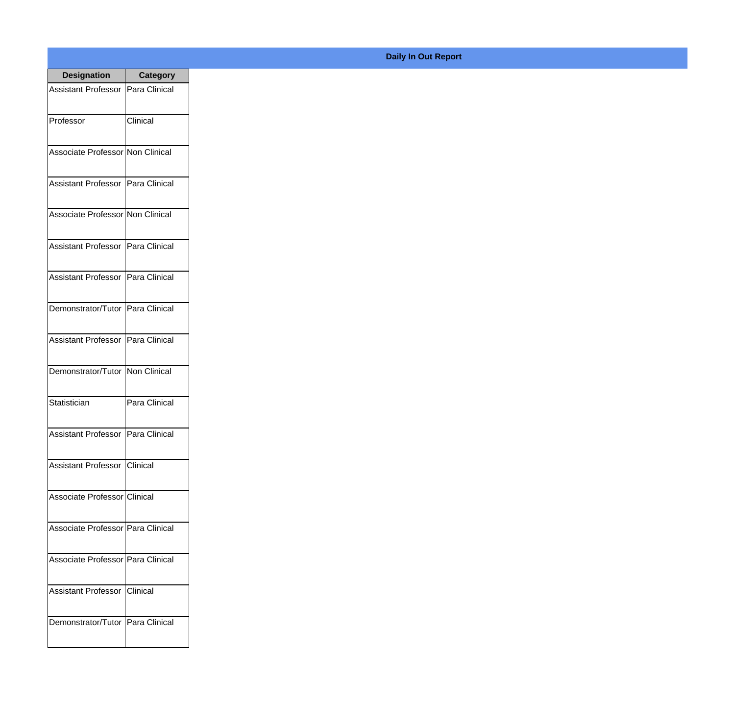**Daily In Out Report**

| Designation | Category |
|---|---|
| Assistant Professor | Para Clinical |
| Professor | Clinical |
| Associate Professor | Non Clinical |
| Assistant Professor | Para Clinical |
| Associate Professor | Non Clinical |
| Assistant Professor | Para Clinical |
| Assistant Professor | Para Clinical |
| Demonstrator/Tutor | Para Clinical |
| Assistant Professor | Para Clinical |
| Demonstrator/Tutor | Non Clinical |
| Statistician | Para Clinical |
| Assistant Professor | Para Clinical |
| Assistant Professor | Clinical |
| Associate Professor | Clinical |
| Associate Professor | Para Clinical |
| Associate Professor | Para Clinical |
| Assistant Professor | Clinical |
| Demonstrator/Tutor | Para Clinical |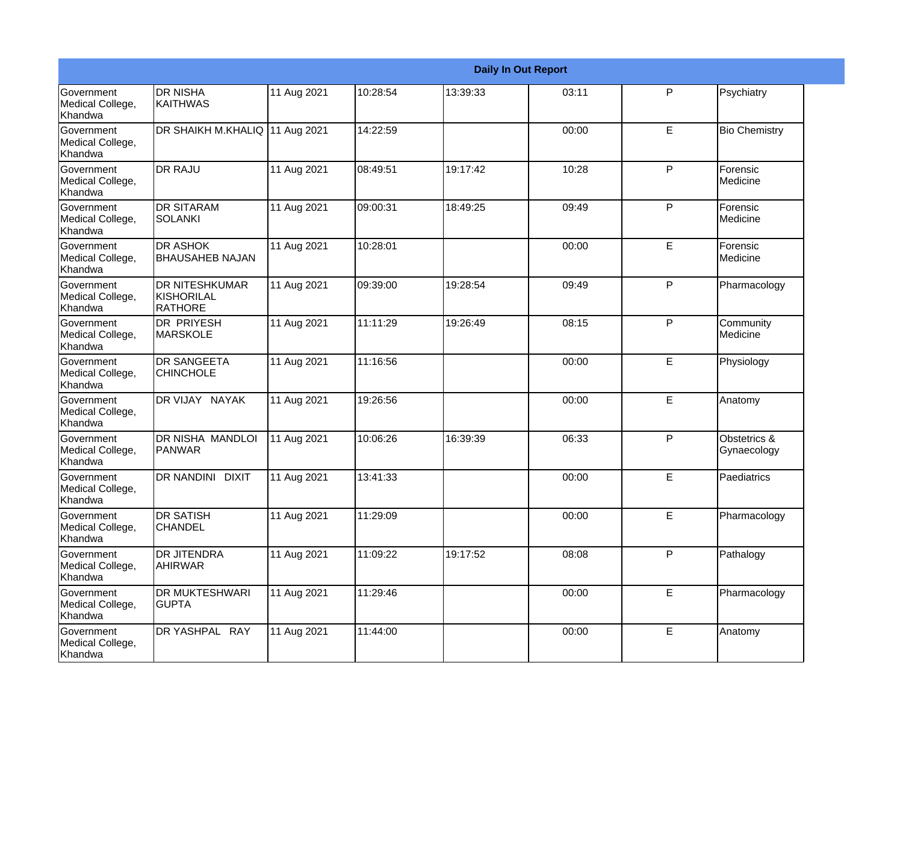| Daily In Out Report | | | | | | | |
|---|---|---|---|---|---|---|---|
| Government Medical College, Khandwa | DR NISHA KAITHWAS | 11 Aug 2021 | 10:28:54 | 13:39:33 | 03:11 | P | Psychiatry |
| Government Medical College, Khandwa | DR SHAIKH M.KHALIQ | 11 Aug 2021 | 14:22:59 | | 00:00 | E | Bio Chemistry |
| Government Medical College, Khandwa | DR RAJU | 11 Aug 2021 | 08:49:51 | 19:17:42 | 10:28 | P | Forensic Medicine |
| Government Medical College, Khandwa | DR SITARAM SOLANKI | 11 Aug 2021 | 09:00:31 | 18:49:25 | 09:49 | P | Forensic Medicine |
| Government Medical College, Khandwa | DR ASHOK BHAUSAHEB NAJAN | 11 Aug 2021 | 10:28:01 | | 00:00 | E | Forensic Medicine |
| Government Medical College, Khandwa | DR NITESHKUMAR KISHORILAL RATHORE | 11 Aug 2021 | 09:39:00 | 19:28:54 | 09:49 | P | Pharmacology |
| Government Medical College, Khandwa | DR PRIYESH MARSKOLE | 11 Aug 2021 | 11:11:29 | 19:26:49 | 08:15 | P | Community Medicine |
| Government Medical College, Khandwa | DR SANGEETA CHINCHOLE | 11 Aug 2021 | 11:16:56 | | 00:00 | E | Physiology |
| Government Medical College, Khandwa | DR VIJAY NAYAK | 11 Aug 2021 | 19:26:56 | | 00:00 | E | Anatomy |
| Government Medical College, Khandwa | DR NISHA MANDLOI PANWAR | 11 Aug 2021 | 10:06:26 | 16:39:39 | 06:33 | P | Obstetrics & Gynaecology |
| Government Medical College, Khandwa | DR NANDINI DIXIT | 11 Aug 2021 | 13:41:33 | | 00:00 | E | Paediatrics |
| Government Medical College, Khandwa | DR SATISH CHANDEL | 11 Aug 2021 | 11:29:09 | | 00:00 | E | Pharmacology |
| Government Medical College, Khandwa | DR JITENDRA AHIRWAR | 11 Aug 2021 | 11:09:22 | 19:17:52 | 08:08 | P | Pathalogy |
| Government Medical College, Khandwa | DR MUKTESHWARI GUPTA | 11 Aug 2021 | 11:29:46 | | 00:00 | E | Pharmacology |
| Government Medical College, Khandwa | DR YASHPAL RAY | 11 Aug 2021 | 11:44:00 | | 00:00 | E | Anatomy |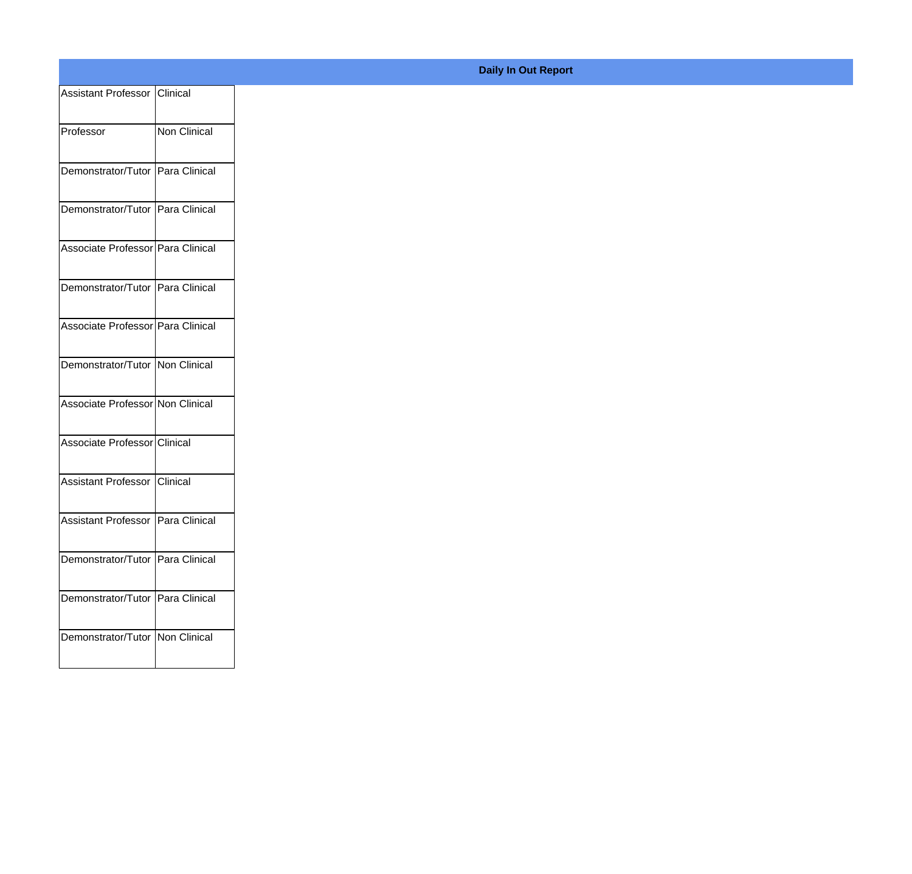**Daily In Out Report**

| | |
|---|---|
| Assistant Professor | Clinical |
| Professor | Non Clinical |
| Demonstrator/Tutor | Para Clinical |
| Demonstrator/Tutor | Para Clinical |
| Associate Professor | Para Clinical |
| Demonstrator/Tutor | Para Clinical |
| Associate Professor | Para Clinical |
| Demonstrator/Tutor | Non Clinical |
| Associate Professor | Non Clinical |
| Associate Professor | Clinical |
| Assistant Professor | Clinical |
| Assistant Professor | Para Clinical |
| Demonstrator/Tutor | Para Clinical |
| Demonstrator/Tutor | Para Clinical |
| Demonstrator/Tutor | Non Clinical |